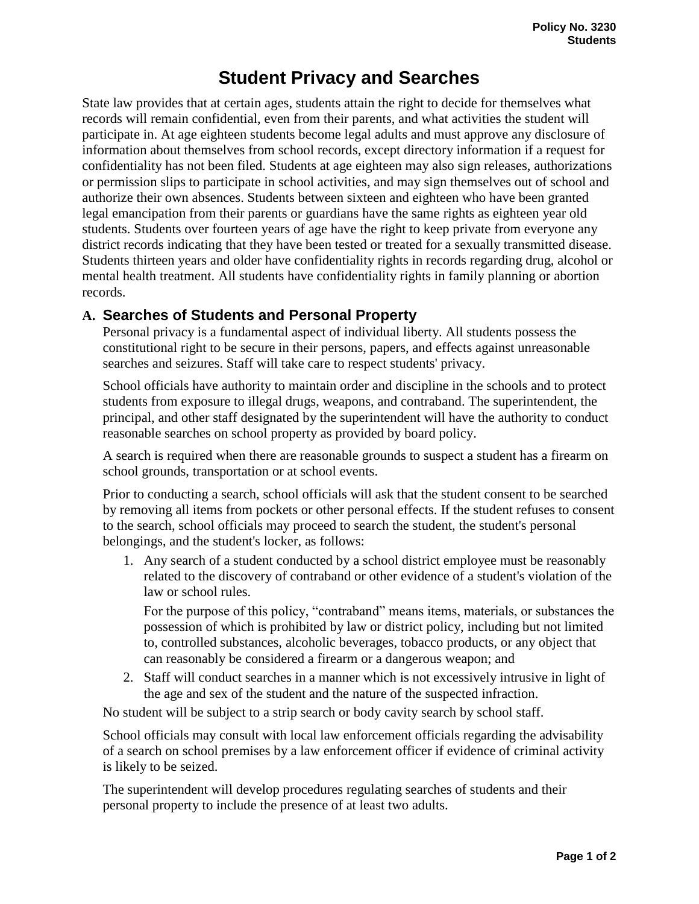# Student Privacy and Searches

State law provides that at certain ages, students attain the right to decide for themselves what records will remain confidential, even from their parents, and what activities the student will participate in. At age eighteen students become legal adults and must approve any disclosure of information about themselves from school records, except directory information if a request for confidentiality has not been filed. Students at age eighteen may also sign releases, authorizations or permission slips to participate in school activities, and may sign themselves out of school and authorize their own absences. Students between sixteen and eighteen who have been granted legal emancipation from their parents or guardians have the same rights as eighteen year old students. Students over fourteen years of age have the right to keep private from everyone any district records indicating that they have been tested or treated for a sexually transmitted disease. Students thirteen years and older have confidentiality rights in records regarding drug, alcohol or mental health treatment. All students have confidentiality rights in family planning or abortion records.

## A. Searches of Students and Personal Property

Personal privacy is a fundamental aspect of individual liberty. All students possess the constitutional right to be secure in their persons, papers, and effects against unreasonable searches and seizures. Staff will take care to respect students' privacy.

School officials have authority to maintain order and discipline in the schools and to protect students from exposure to illegal drugs, weapons, and contraband. The superintendent, the principal, and other staff designated by the superintendent will have the authority to conduct reasonable searches on school property as provided by board policy.

A search is required when there are reasonable grounds to suspect a student has a firearm on school grounds, transportation or at school events.

Prior to conducting a search, school officials will ask that the student consent to be searched by removing all items from pockets or other personal effects. If the student refuses to consent to the search, school officials may proceed to search the student, the student's personal belongings, and the student's locker, as follows:

1. Any search of a student conducted by a school district employee must be reasonably related to the discovery of contraband or other evidence of a student's violation of the law or school rules.

   For the purpose of this policy, "contraband" means items, materials, or substances the possession of which is prohibited by law or district policy, including but not limited to, controlled substances, alcoholic beverages, tobacco products, or any object that can reasonably be considered a firearm or a dangerous weapon; and

2. Staff will conduct searches in a manner which is not excessively intrusive in light of the age and sex of the student and the nature of the suspected infraction.

No student will be subject to a strip search or body cavity search by school staff.

School officials may consult with local law enforcement officials regarding the advisability of a search on school premises by a law enforcement officer if evidence of criminal activity is likely to be seized.

The superintendent will develop procedures regulating searches of students and their personal property to include the presence of at least two adults.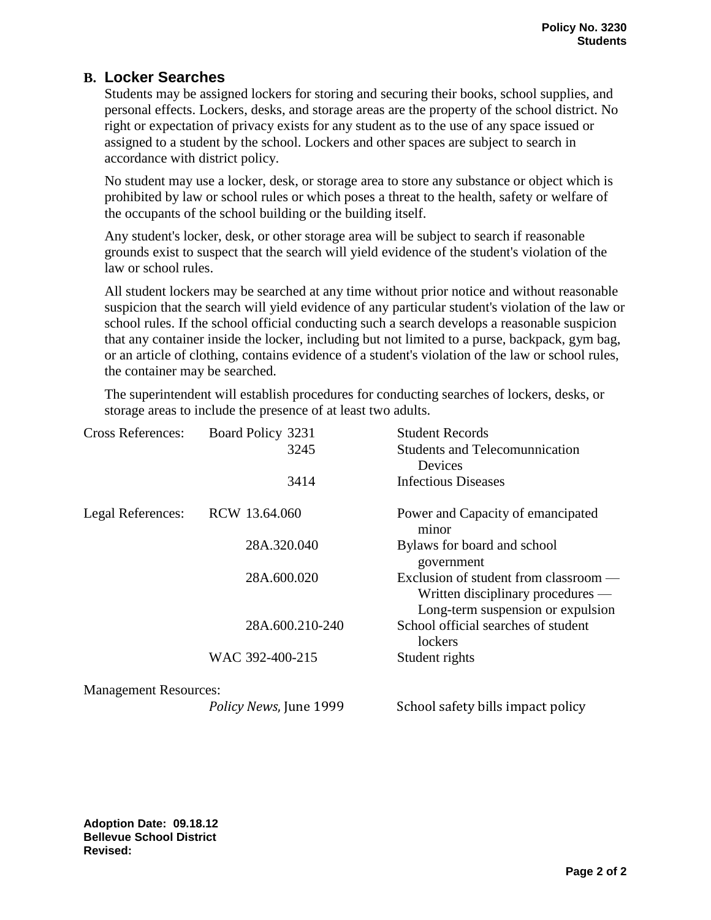## B. Locker Searches

Students may be assigned lockers for storing and securing their books, school supplies, and personal effects. Lockers, desks, and storage areas are the property of the school district. No right or expectation of privacy exists for any student as to the use of any space issued or assigned to a student by the school. Lockers and other spaces are subject to search in accordance with district policy.

No student may use a locker, desk, or storage area to store any substance or object which is prohibited by law or school rules or which poses a threat to the health, safety or welfare of the occupants of the school building or the building itself.

Any student's locker, desk, or other storage area will be subject to search if reasonable grounds exist to suspect that the search will yield evidence of the student's violation of the law or school rules.

All student lockers may be searched at any time without prior notice and without reasonable suspicion that the search will yield evidence of any particular student's violation of the law or school rules. If the school official conducting such a search develops a reasonable suspicion that any container inside the locker, including but not limited to a purse, backpack, gym bag, or an article of clothing, contains evidence of a student's violation of the law or school rules, the container may be searched.

The superintendent will establish procedures for conducting searches of lockers, desks, or storage areas to include the presence of at least two adults.

| | | |
|---|---|---|
| Cross References: | Board Policy 3231 | Student Records |
| | 3245 | Students and Telecomunnication Devices |
| | 3414 | Infectious Diseases |
| Legal References: | RCW 13.64.060 | Power and Capacity of emancipated minor |
| | 28A.320.040 | Bylaws for board and school government |
| | 28A.600.020 | Exclusion of student from classroom — Written disciplinary procedures — Long-term suspension or expulsion |
| | 28A.600.210-240 | School official searches of student lockers |
| | WAC 392-400-215 | Student rights |
| Management Resources: | | |
| | *Policy News,* June 1999 | School safety bills impact policy |

**Adoption Date: 09.18.12**
**Bellevue School District**
**Revised:**